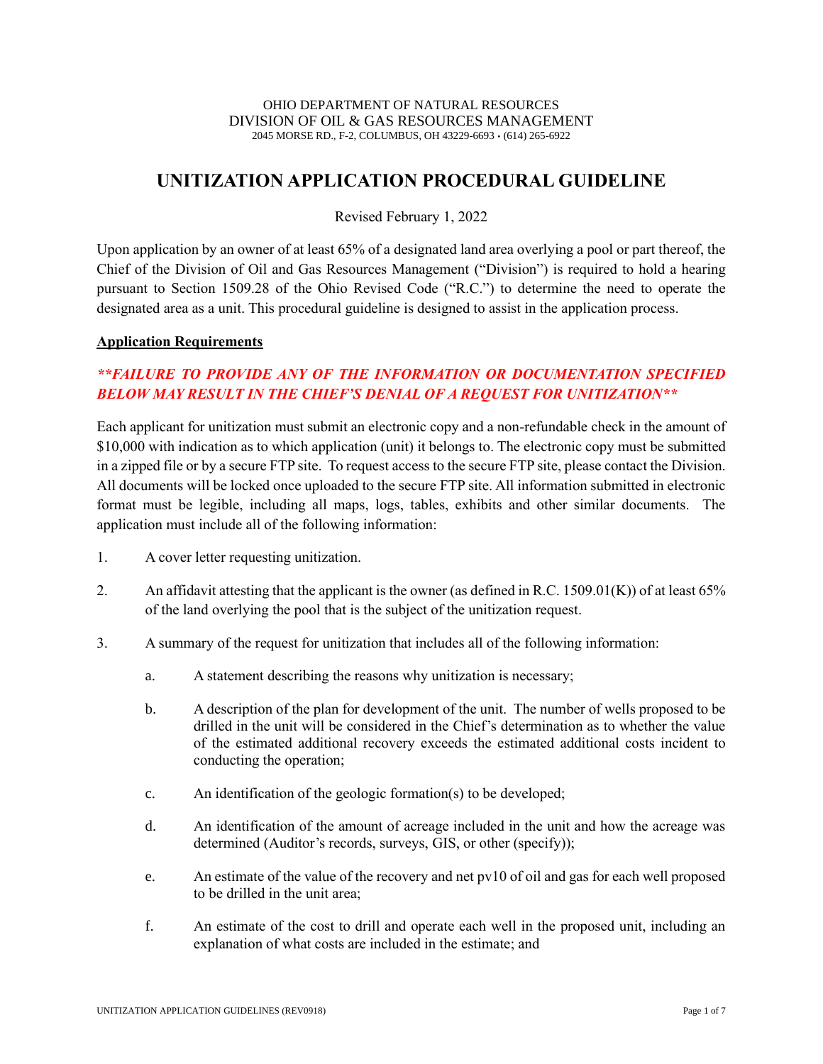OHIO DEPARTMENT OF NATURAL RESOURCES
DIVISION OF OIL & GAS RESOURCES MANAGEMENT
2045 MORSE RD., F-2, COLUMBUS, OH 43229-6693 • (614) 265-6922

# UNITIZATION APPLICATION PROCEDURAL GUIDELINE

Revised February 1, 2022

Upon application by an owner of at least 65% of a designated land area overlying a pool or part thereof, the Chief of the Division of Oil and Gas Resources Management ("Division") is required to hold a hearing pursuant to Section 1509.28 of the Ohio Revised Code ("R.C.") to determine the need to operate the designated area as a unit. This procedural guideline is designed to assist in the application process.

## Application Requirements

***\*\*FAILURE TO PROVIDE ANY OF THE INFORMATION OR DOCUMENTATION SPECIFIED BELOW MAY RESULT IN THE CHIEF'S DENIAL OF A REQUEST FOR UNITIZATION\*\****

Each applicant for unitization must submit an electronic copy and a non-refundable check in the amount of $10,000 with indication as to which application (unit) it belongs to. The electronic copy must be submitted in a zipped file or by a secure FTP site. To request access to the secure FTP site, please contact the Division. All documents will be locked once uploaded to the secure FTP site. All information submitted in electronic format must be legible, including all maps, logs, tables, exhibits and other similar documents. The application must include all of the following information:

1. A cover letter requesting unitization.

2. An affidavit attesting that the applicant is the owner (as defined in R.C. 1509.01(K)) of at least 65% of the land overlying the pool that is the subject of the unitization request.

3. A summary of the request for unitization that includes all of the following information:

    a. A statement describing the reasons why unitization is necessary;

    b. A description of the plan for development of the unit. The number of wells proposed to be drilled in the unit will be considered in the Chief's determination as to whether the value of the estimated additional recovery exceeds the estimated additional costs incident to conducting the operation;

    c. An identification of the geologic formation(s) to be developed;

    d. An identification of the amount of acreage included in the unit and how the acreage was determined (Auditor's records, surveys, GIS, or other (specify));

    e. An estimate of the value of the recovery and net pv10 of oil and gas for each well proposed to be drilled in the unit area;

    f. An estimate of the cost to drill and operate each well in the proposed unit, including an explanation of what costs are included in the estimate; and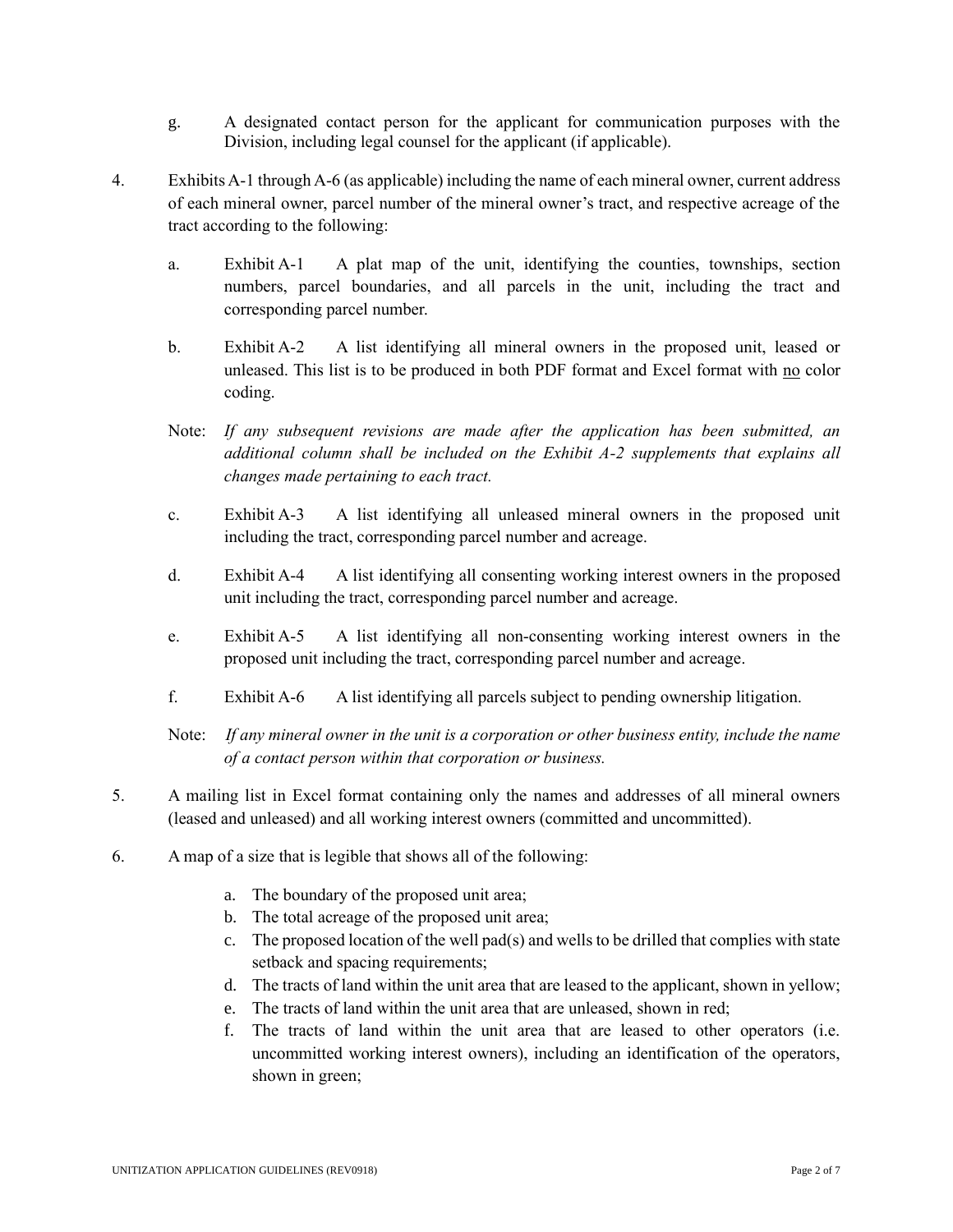g. A designated contact person for the applicant for communication purposes with the Division, including legal counsel for the applicant (if applicable).

4. Exhibits A-1 through A-6 (as applicable) including the name of each mineral owner, current address of each mineral owner, parcel number of the mineral owner's tract, and respective acreage of the tract according to the following:

   a. Exhibit A-1 A plat map of the unit, identifying the counties, townships, section numbers, parcel boundaries, and all parcels in the unit, including the tract and corresponding parcel number.

   b. Exhibit A-2 A list identifying all mineral owners in the proposed unit, leased or unleased. This list is to be produced in both PDF format and Excel format with <u>no</u> color coding.

   Note: *If any subsequent revisions are made after the application has been submitted, an additional column shall be included on the Exhibit A-2 supplements that explains all changes made pertaining to each tract.*

   c. Exhibit A-3 A list identifying all unleased mineral owners in the proposed unit including the tract, corresponding parcel number and acreage.

   d. Exhibit A-4 A list identifying all consenting working interest owners in the proposed unit including the tract, corresponding parcel number and acreage.

   e. Exhibit A-5 A list identifying all non-consenting working interest owners in the proposed unit including the tract, corresponding parcel number and acreage.

   f. Exhibit A-6 A list identifying all parcels subject to pending ownership litigation.

   Note: *If any mineral owner in the unit is a corporation or other business entity, include the name of a contact person within that corporation or business.*

5. A mailing list in Excel format containing only the names and addresses of all mineral owners (leased and unleased) and all working interest owners (committed and uncommitted).

6. A map of a size that is legible that shows all of the following:

   a. The boundary of the proposed unit area;
   b. The total acreage of the proposed unit area;
   c. The proposed location of the well pad(s) and wells to be drilled that complies with state setback and spacing requirements;
   d. The tracts of land within the unit area that are leased to the applicant, shown in yellow;
   e. The tracts of land within the unit area that are unleased, shown in red;
   f. The tracts of land within the unit area that are leased to other operators (i.e. uncommitted working interest owners), including an identification of the operators, shown in green;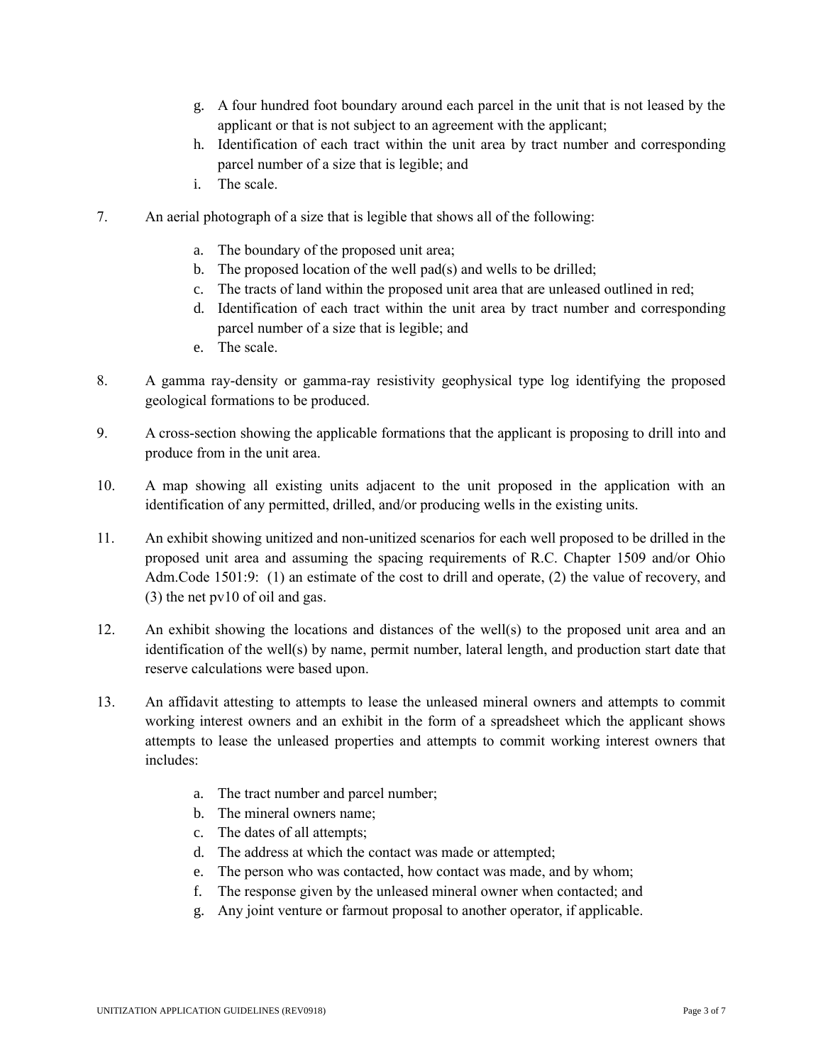g. A four hundred foot boundary around each parcel in the unit that is not leased by the applicant or that is not subject to an agreement with the applicant;
h. Identification of each tract within the unit area by tract number and corresponding parcel number of a size that is legible; and
i. The scale.

7. An aerial photograph of a size that is legible that shows all of the following:

   a. The boundary of the proposed unit area;
   b. The proposed location of the well pad(s) and wells to be drilled;
   c. The tracts of land within the proposed unit area that are unleased outlined in red;
   d. Identification of each tract within the unit area by tract number and corresponding parcel number of a size that is legible; and
   e. The scale.

8. A gamma ray-density or gamma-ray resistivity geophysical type log identifying the proposed geological formations to be produced.

9. A cross-section showing the applicable formations that the applicant is proposing to drill into and produce from in the unit area.

10. A map showing all existing units adjacent to the unit proposed in the application with an identification of any permitted, drilled, and/or producing wells in the existing units.

11. An exhibit showing unitized and non-unitized scenarios for each well proposed to be drilled in the proposed unit area and assuming the spacing requirements of R.C. Chapter 1509 and/or Ohio Adm.Code 1501:9: (1) an estimate of the cost to drill and operate, (2) the value of recovery, and (3) the net pv10 of oil and gas.

12. An exhibit showing the locations and distances of the well(s) to the proposed unit area and an identification of the well(s) by name, permit number, lateral length, and production start date that reserve calculations were based upon.

13. An affidavit attesting to attempts to lease the unleased mineral owners and attempts to commit working interest owners and an exhibit in the form of a spreadsheet which the applicant shows attempts to lease the unleased properties and attempts to commit working interest owners that includes:

   a. The tract number and parcel number;
   b. The mineral owners name;
   c. The dates of all attempts;
   d. The address at which the contact was made or attempted;
   e. The person who was contacted, how contact was made, and by whom;
   f. The response given by the unleased mineral owner when contacted; and
   g. Any joint venture or farmout proposal to another operator, if applicable.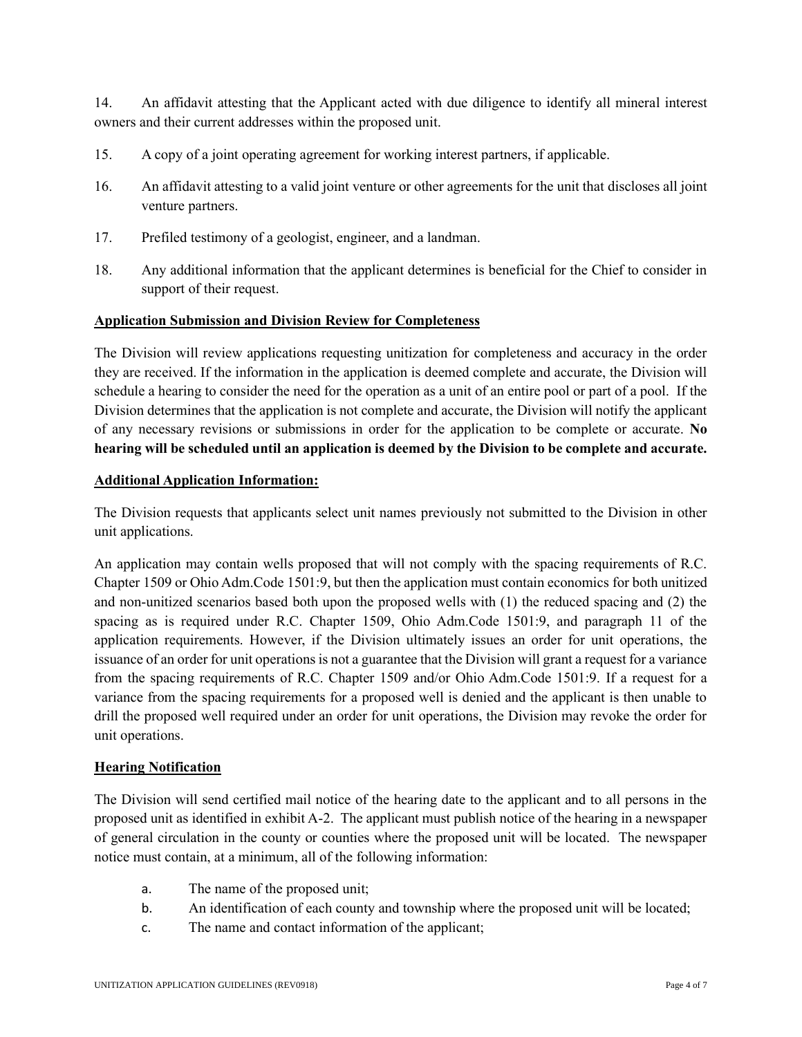14. An affidavit attesting that the Applicant acted with due diligence to identify all mineral interest owners and their current addresses within the proposed unit.

15. A copy of a joint operating agreement for working interest partners, if applicable.

16. An affidavit attesting to a valid joint venture or other agreements for the unit that discloses all joint venture partners.

17. Prefiled testimony of a geologist, engineer, and a landman.

18. Any additional information that the applicant determines is beneficial for the Chief to consider in support of their request.

**Application Submission and Division Review for Completeness**

The Division will review applications requesting unitization for completeness and accuracy in the order they are received. If the information in the application is deemed complete and accurate, the Division will schedule a hearing to consider the need for the operation as a unit of an entire pool or part of a pool. If the Division determines that the application is not complete and accurate, the Division will notify the applicant of any necessary revisions or submissions in order for the application to be complete or accurate. **No hearing will be scheduled until an application is deemed by the Division to be complete and accurate.**

**Additional Application Information:**

The Division requests that applicants select unit names previously not submitted to the Division in other unit applications.

An application may contain wells proposed that will not comply with the spacing requirements of R.C. Chapter 1509 or Ohio Adm.Code 1501:9, but then the application must contain economics for both unitized and non-unitized scenarios based both upon the proposed wells with (1) the reduced spacing and (2) the spacing as is required under R.C. Chapter 1509, Ohio Adm.Code 1501:9, and paragraph 11 of the application requirements. However, if the Division ultimately issues an order for unit operations, the issuance of an order for unit operations is not a guarantee that the Division will grant a request for a variance from the spacing requirements of R.C. Chapter 1509 and/or Ohio Adm.Code 1501:9. If a request for a variance from the spacing requirements for a proposed well is denied and the applicant is then unable to drill the proposed well required under an order for unit operations, the Division may revoke the order for unit operations.

**Hearing Notification**

The Division will send certified mail notice of the hearing date to the applicant and to all persons in the proposed unit as identified in exhibit A-2. The applicant must publish notice of the hearing in a newspaper of general circulation in the county or counties where the proposed unit will be located. The newspaper notice must contain, at a minimum, all of the following information:

a. The name of the proposed unit;
b. An identification of each county and township where the proposed unit will be located;
c. The name and contact information of the applicant;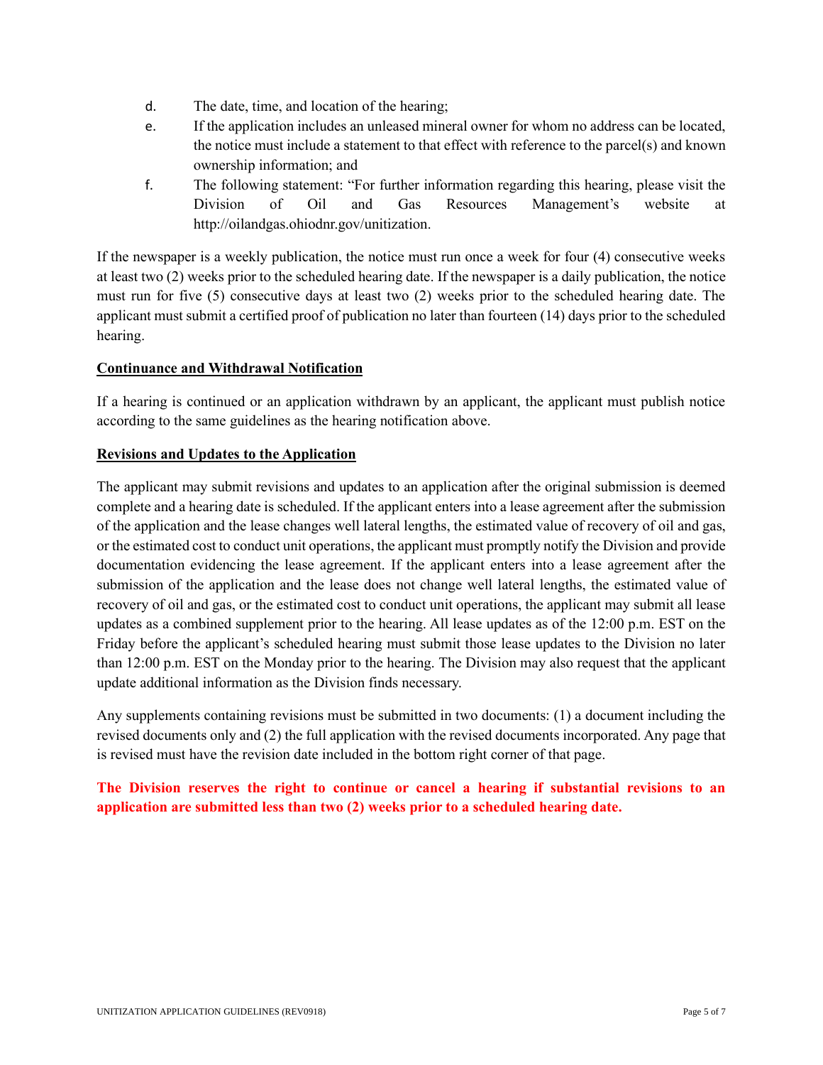d. The date, time, and location of the hearing;
e. If the application includes an unleased mineral owner for whom no address can be located, the notice must include a statement to that effect with reference to the parcel(s) and known ownership information; and
f. The following statement: "For further information regarding this hearing, please visit the Division of Oil and Gas Resources Management's website at http://oilandgas.ohiodnr.gov/unitization.

If the newspaper is a weekly publication, the notice must run once a week for four (4) consecutive weeks at least two (2) weeks prior to the scheduled hearing date. If the newspaper is a daily publication, the notice must run for five (5) consecutive days at least two (2) weeks prior to the scheduled hearing date. The applicant must submit a certified proof of publication no later than fourteen (14) days prior to the scheduled hearing.

**Continuance and Withdrawal Notification**

If a hearing is continued or an application withdrawn by an applicant, the applicant must publish notice according to the same guidelines as the hearing notification above.

**Revisions and Updates to the Application**

The applicant may submit revisions and updates to an application after the original submission is deemed complete and a hearing date is scheduled. If the applicant enters into a lease agreement after the submission of the application and the lease changes well lateral lengths, the estimated value of recovery of oil and gas, or the estimated cost to conduct unit operations, the applicant must promptly notify the Division and provide documentation evidencing the lease agreement. If the applicant enters into a lease agreement after the submission of the application and the lease does not change well lateral lengths, the estimated value of recovery of oil and gas, or the estimated cost to conduct unit operations, the applicant may submit all lease updates as a combined supplement prior to the hearing. All lease updates as of the 12:00 p.m. EST on the Friday before the applicant's scheduled hearing must submit those lease updates to the Division no later than 12:00 p.m. EST on the Monday prior to the hearing. The Division may also request that the applicant update additional information as the Division finds necessary.

Any supplements containing revisions must be submitted in two documents: (1) a document including the revised documents only and (2) the full application with the revised documents incorporated. Any page that is revised must have the revision date included in the bottom right corner of that page.

**The Division reserves the right to continue or cancel a hearing if substantial revisions to an application are submitted less than two (2) weeks prior to a scheduled hearing date.**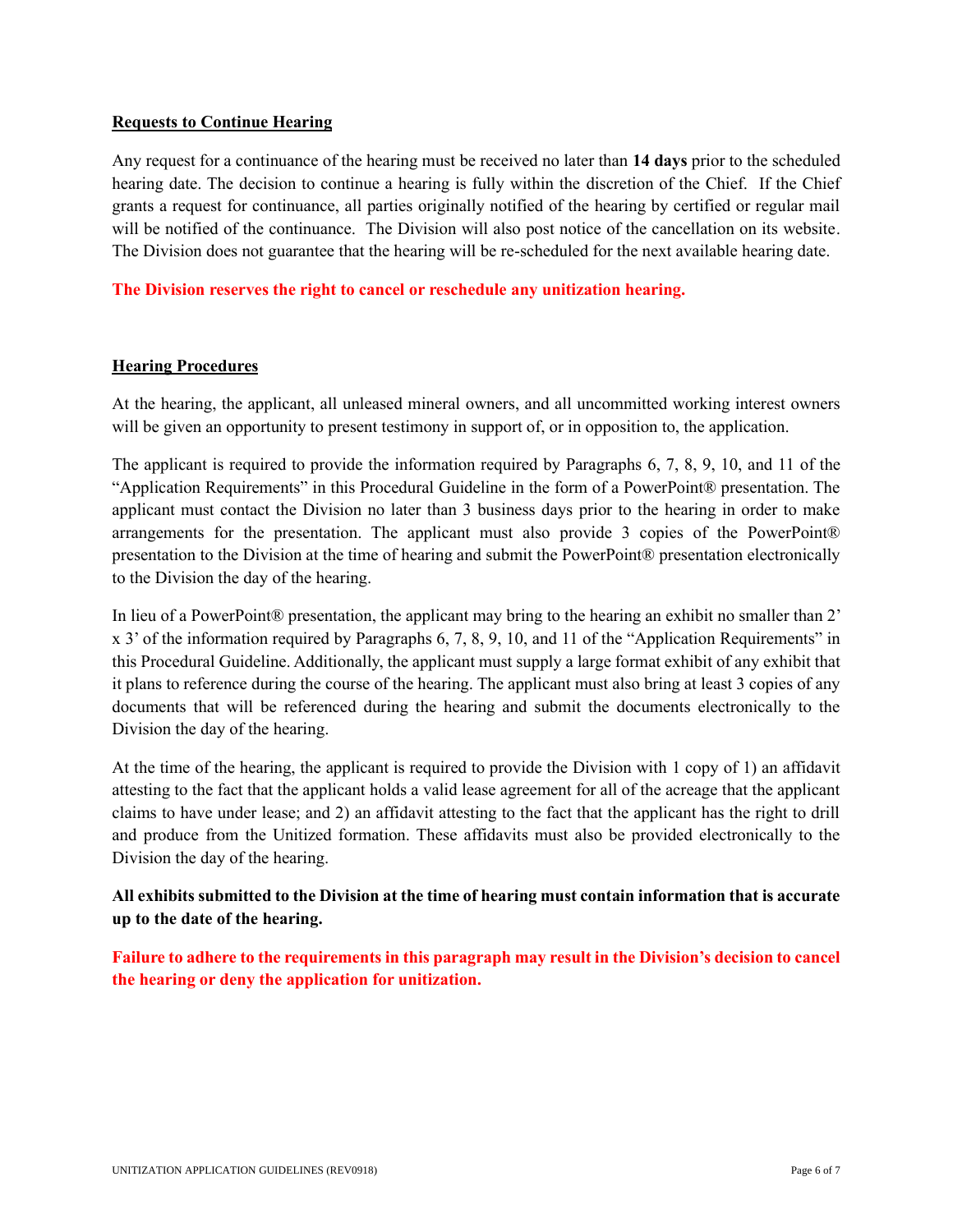## Requests to Continue Hearing

Any request for a continuance of the hearing must be received no later than **14 days** prior to the scheduled hearing date. The decision to continue a hearing is fully within the discretion of the Chief. If the Chief grants a request for continuance, all parties originally notified of the hearing by certified or regular mail will be notified of the continuance. The Division will also post notice of the cancellation on its website. The Division does not guarantee that the hearing will be re-scheduled for the next available hearing date.

**The Division reserves the right to cancel or reschedule any unitization hearing.**

## Hearing Procedures

At the hearing, the applicant, all unleased mineral owners, and all uncommitted working interest owners will be given an opportunity to present testimony in support of, or in opposition to, the application.

The applicant is required to provide the information required by Paragraphs 6, 7, 8, 9, 10, and 11 of the "Application Requirements" in this Procedural Guideline in the form of a PowerPoint® presentation. The applicant must contact the Division no later than 3 business days prior to the hearing in order to make arrangements for the presentation. The applicant must also provide 3 copies of the PowerPoint® presentation to the Division at the time of hearing and submit the PowerPoint® presentation electronically to the Division the day of the hearing.

In lieu of a PowerPoint® presentation, the applicant may bring to the hearing an exhibit no smaller than 2' x 3' of the information required by Paragraphs 6, 7, 8, 9, 10, and 11 of the "Application Requirements" in this Procedural Guideline. Additionally, the applicant must supply a large format exhibit of any exhibit that it plans to reference during the course of the hearing. The applicant must also bring at least 3 copies of any documents that will be referenced during the hearing and submit the documents electronically to the Division the day of the hearing.

At the time of the hearing, the applicant is required to provide the Division with 1 copy of 1) an affidavit attesting to the fact that the applicant holds a valid lease agreement for all of the acreage that the applicant claims to have under lease; and 2) an affidavit attesting to the fact that the applicant has the right to drill and produce from the Unitized formation. These affidavits must also be provided electronically to the Division the day of the hearing.

**All exhibits submitted to the Division at the time of hearing must contain information that is accurate up to the date of the hearing.**

**Failure to adhere to the requirements in this paragraph may result in the Division's decision to cancel the hearing or deny the application for unitization.**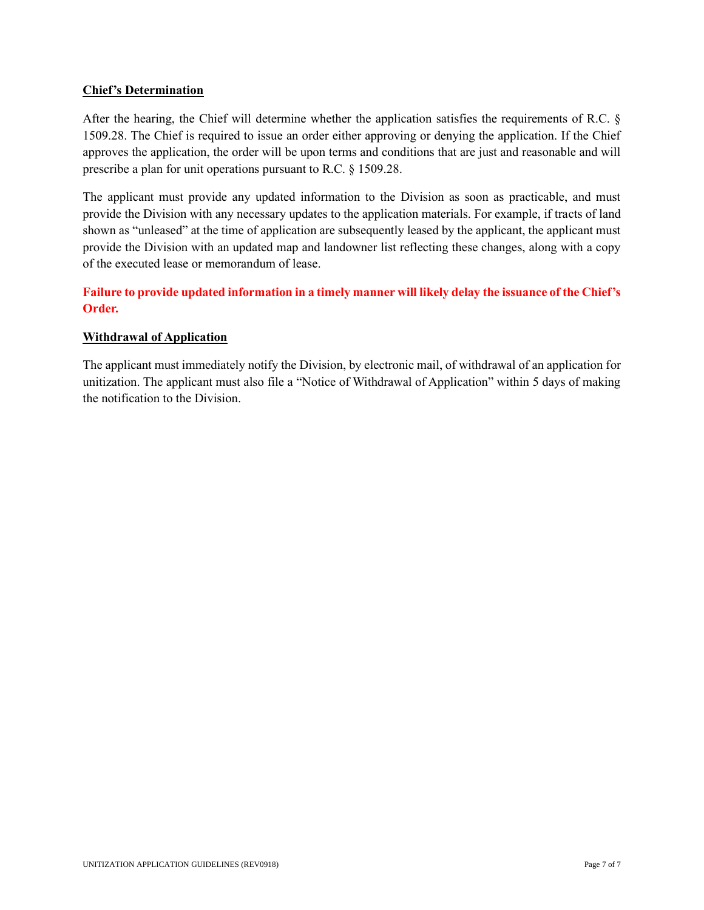## Chief's Determination

After the hearing, the Chief will determine whether the application satisfies the requirements of R.C. § 1509.28. The Chief is required to issue an order either approving or denying the application. If the Chief approves the application, the order will be upon terms and conditions that are just and reasonable and will prescribe a plan for unit operations pursuant to R.C. § 1509.28.

The applicant must provide any updated information to the Division as soon as practicable, and must provide the Division with any necessary updates to the application materials. For example, if tracts of land shown as "unleased" at the time of application are subsequently leased by the applicant, the applicant must provide the Division with an updated map and landowner list reflecting these changes, along with a copy of the executed lease or memorandum of lease.

**Failure to provide updated information in a timely manner will likely delay the issuance of the Chief's Order.**

## Withdrawal of Application

The applicant must immediately notify the Division, by electronic mail, of withdrawal of an application for unitization. The applicant must also file a "Notice of Withdrawal of Application" within 5 days of making the notification to the Division.